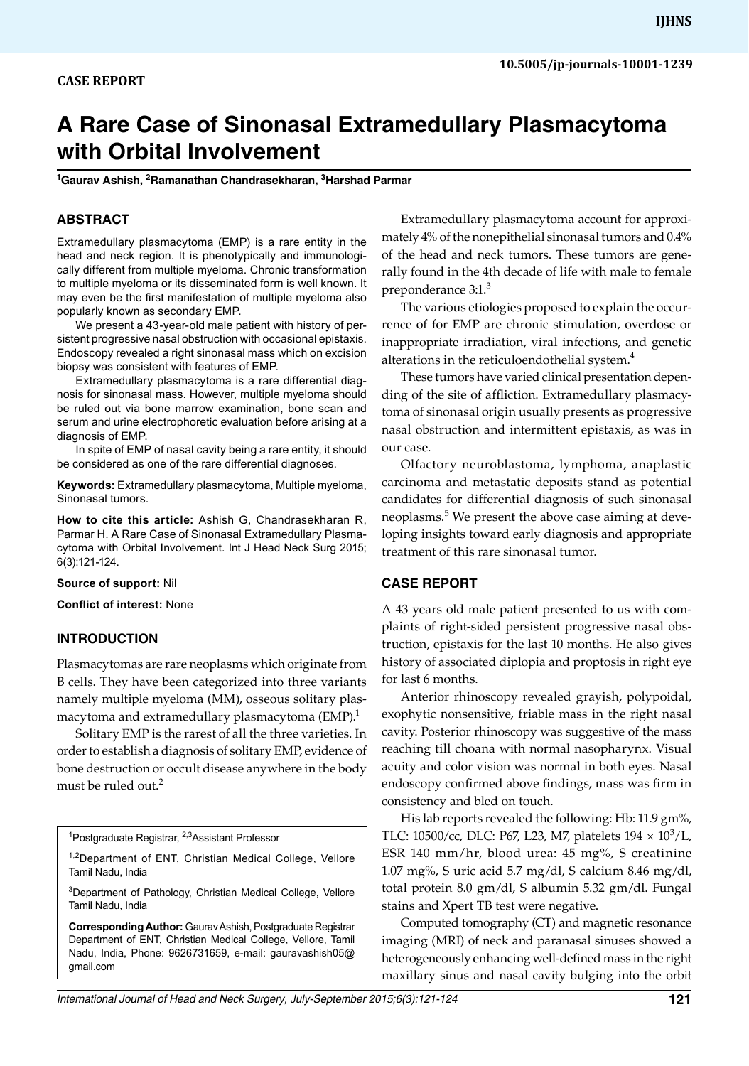CASE REPORT

10.5005/jp-journals-10001-1239

# A Rare Case of Sinonasal Extramedullary Plasmacytoma with Orbital Involvement

[1]Gaurav Ashish, [2]Ramanathan Chandrasekharan, [3]Harshad Parmar

## ABSTRACT

Extramedullary plasmacytoma (EMP) is a rare entity in the head and neck region. It is phenotypically and immunologically different from multiple myeloma. Chronic transformation to multiple myeloma or its disseminated form is well known. It may even be the first manifestation of multiple myeloma also popularly known as secondary EMP.

We present a 43-year-old male patient with history of persistent progressive nasal obstruction with occasional epistaxis. Endoscopy revealed a right sinonasal mass which on excision biopsy was consistent with features of EMP.

Extramedullary plasmacytoma is a rare differential diagnosis for sinonasal mass. However, multiple myeloma should be ruled out via bone marrow examination, bone scan and serum and urine electrophoretic evaluation before arising at a diagnosis of EMP.

In spite of EMP of nasal cavity being a rare entity, it should be considered as one of the rare differential diagnoses.

**Keywords:** Extramedullary plasmacytoma, Multiple myeloma, Sinonasal tumors.

**How to cite this article:** Ashish G, Chandrasekharan R, Parmar H. A Rare Case of Sinonasal Extramedullary Plasmacytoma with Orbital Involvement. Int J Head Neck Surg 2015; 6(3):121-124.

**Source of support:** Nil

**Conflict of interest:** None

## INTRODUCTION

Plasmacytomas are rare neoplasms which originate from B cells. They have been categorized into three variants namely multiple myeloma (MM), osseous solitary plasmacytoma and extramedullary plasmacytoma (EMP).[1]

Solitary EMP is the rarest of all the three varieties. In order to establish a diagnosis of solitary EMP, evidence of bone destruction or occult disease anywhere in the body must be ruled out.[2]

[1]Postgraduate Registrar, [2,3]Assistant Professor

[1,2]Department of ENT, Christian Medical College, Vellore Tamil Nadu, India

[3]Department of Pathology, Christian Medical College, Vellore Tamil Nadu, India

**Corresponding Author:** Gaurav Ashish, Postgraduate Registrar Department of ENT, Christian Medical College, Vellore, Tamil Nadu, India, Phone: 9626731659, e-mail: gauravashish05@gmail.com

Extramedullary plasmacytoma account for approximately 4% of the nonepithelial sinonasal tumors and 0.4% of the head and neck tumors. These tumors are generally found in the 4th decade of life with male to female preponderance 3:1.[3]

The various etiologies proposed to explain the occurrence of for EMP are chronic stimulation, overdose or inappropriate irradiation, viral infections, and genetic alterations in the reticuloendothelial system.[4]

These tumors have varied clinical presentation depending of the site of affliction. Extramedullary plasmacytoma of sinonasal origin usually presents as progressive nasal obstruction and intermittent epistaxis, as was in our case.

Olfactory neuroblastoma, lymphoma, anaplastic carcinoma and metastatic deposits stand as potential candidates for differential diagnosis of such sinonasal neoplasms.[5] We present the above case aiming at developing insights toward early diagnosis and appropriate treatment of this rare sinonasal tumor.

## CASE REPORT

A 43 years old male patient presented to us with complaints of right-sided persistent progressive nasal obstruction, epistaxis for the last 10 months. He also gives history of associated diplopia and proptosis in right eye for last 6 months.

Anterior rhinoscopy revealed grayish, polypoidal, exophytic nonsensitive, friable mass in the right nasal cavity. Posterior rhinoscopy was suggestive of the mass reaching till choana with normal nasopharynx. Visual acuity and color vision was normal in both eyes. Nasal endoscopy confirmed above findings, mass was firm in consistency and bled on touch.

His lab reports revealed the following: Hb: 11.9 gm%, TLC: 10500/cc, DLC: P67, L23, M7, platelets $194 \times 10^3$/L, ESR 140 mm/hr, blood urea: 45 mg%, S creatinine 1.07 mg%, S uric acid 5.7 mg/dl, S calcium 8.46 mg/dl, total protein 8.0 gm/dl, S albumin 5.32 gm/dl. Fungal stains and Xpert TB test were negative.

Computed tomography (CT) and magnetic resonance imaging (MRI) of neck and paranasal sinuses showed a heterogeneously enhancing well-defined mass in the right maxillary sinus and nasal cavity bulging into the orbit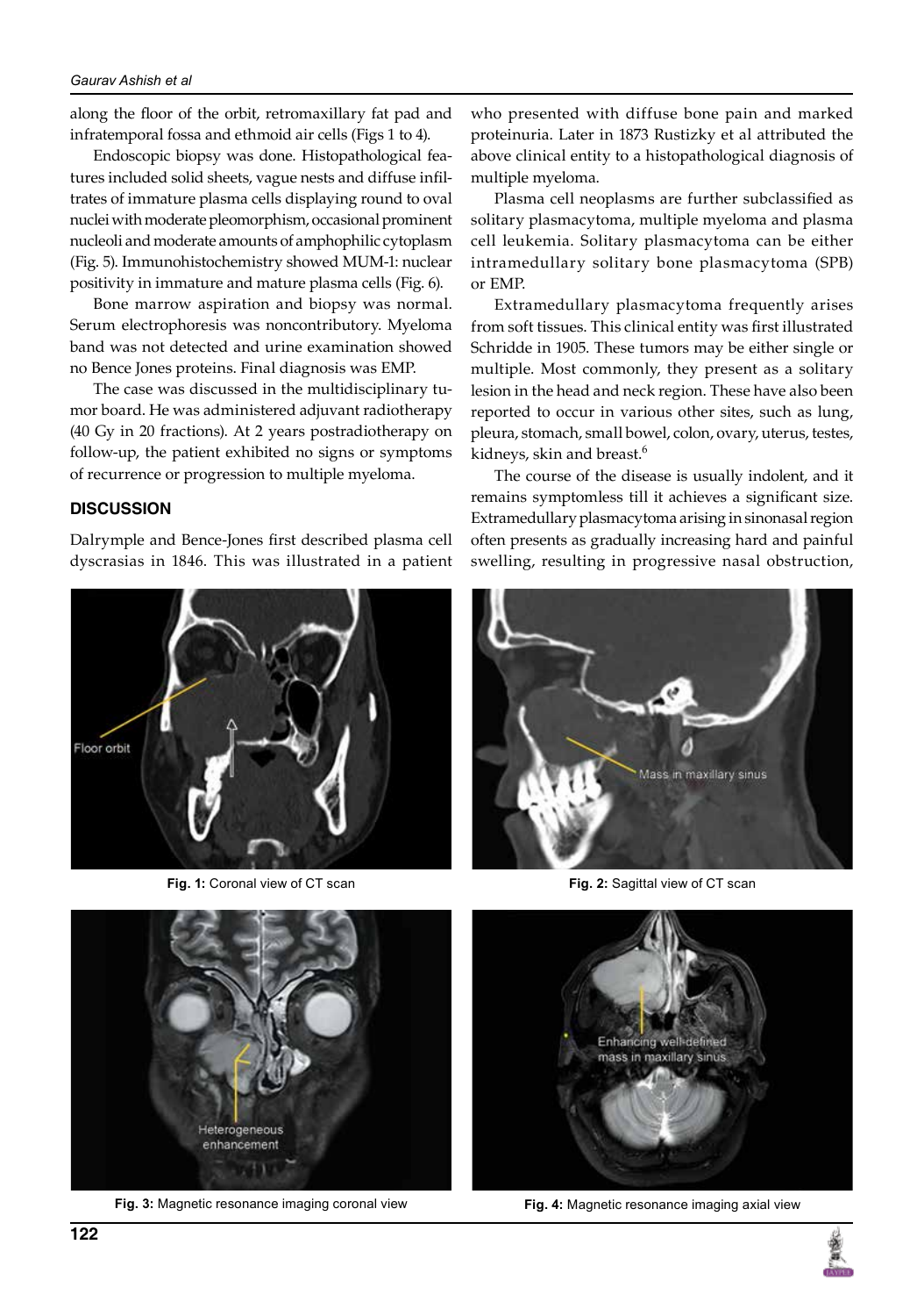along the floor of the orbit, retromaxillary fat pad and infratemporal fossa and ethmoid air cells (Figs 1 to 4).

Endoscopic biopsy was done. Histopathological features included solid sheets, vague nests and diffuse infiltrates of immature plasma cells displaying round to oval nuclei with moderate pleomorphism, occasional prominent nucleoli and moderate amounts of amphophilic cytoplasm (Fig. 5). Immunohistochemistry showed MUM-1: nuclear positivity in immature and mature plasma cells (Fig. 6).

Bone marrow aspiration and biopsy was normal. Serum electrophoresis was noncontributory. Myeloma band was not detected and urine examination showed no Bence Jones proteins. Final diagnosis was EMP.

The case was discussed in the multidisciplinary tumor board. He was administered adjuvant radiotherapy (40 Gy in 20 fractions). At 2 years postradiotherapy on follow-up, the patient exhibited no signs or symptoms of recurrence or progression to multiple myeloma.

## DISCUSSION

Dalrymple and Bence-Jones first described plasma cell dyscrasias in 1846. This was illustrated in a patient who presented with diffuse bone pain and marked proteinuria. Later in 1873 Rustizky et al attributed the above clinical entity to a histopathological diagnosis of multiple myeloma.

Plasma cell neoplasms are further subclassified as solitary plasmacytoma, multiple myeloma and plasma cell leukemia. Solitary plasmacytoma can be either intramedullary solitary bone plasmacytoma (SPB) or EMP.

Extramedullary plasmacytoma frequently arises from soft tissues. This clinical entity was first illustrated Schridde in 1905. These tumors may be either single or multiple. Most commonly, they present as a solitary lesion in the head and neck region. These have also been reported to occur in various other sites, such as lung, pleura, stomach, small bowel, colon, ovary, uterus, testes, kidneys, skin and breast.[6]

The course of the disease is usually indolent, and it remains symptomless till it achieves a significant size. Extramedullary plasmacytoma arising in sinonasal region often presents as gradually increasing hard and painful swelling, resulting in progressive nasal obstruction,

**Fig. 1:** Coronal view of CT scan

**Fig. 2:** Sagittal view of CT scan

**Fig. 3:** Magnetic resonance imaging coronal view

**Fig. 4:** Magnetic resonance imaging axial view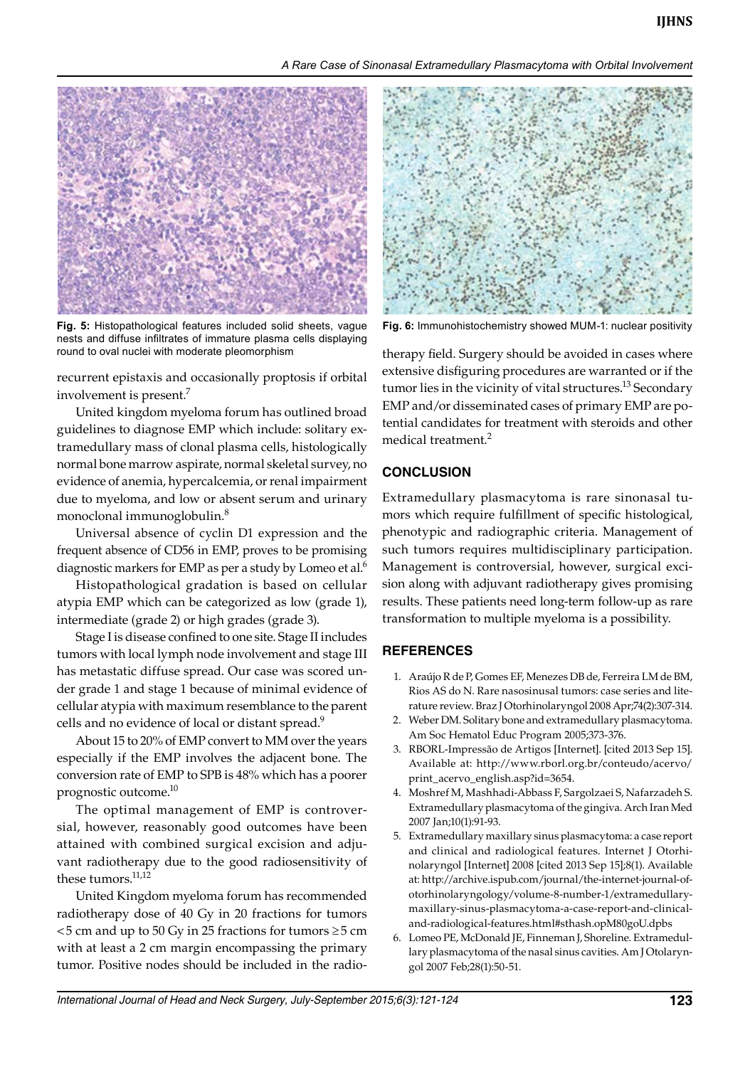Fig. 5: Histopathological features included solid sheets, vague nests and diffuse infiltrates of immature plasma cells displaying round to oval nuclei with moderate pleomorphism

Fig. 6: Immunohistochemistry showed MUM-1: nuclear positivity

recurrent epistaxis and occasionally proptosis if orbital involvement is present.[7]

United kingdom myeloma forum has outlined broad guidelines to diagnose EMP which include: solitary extramedullary mass of clonal plasma cells, histologically normal bone marrow aspirate, normal skeletal survey, no evidence of anemia, hypercalcemia, or renal impairment due to myeloma, and low or absent serum and urinary monoclonal immunoglobulin.[8]

Universal absence of cyclin D1 expression and the frequent absence of CD56 in EMP, proves to be promising diagnostic markers for EMP as per a study by Lomeo et al.[6]

Histopathological gradation is based on cellular atypia EMP which can be categorized as low (grade 1), intermediate (grade 2) or high grades (grade 3).

Stage I is disease confined to one site. Stage II includes tumors with local lymph node involvement and stage III has metastatic diffuse spread. Our case was scored under grade 1 and stage 1 because of minimal evidence of cellular atypia with maximum resemblance to the parent cells and no evidence of local or distant spread.[9]

About 15 to 20% of EMP convert to MM over the years especially if the EMP involves the adjacent bone. The conversion rate of EMP to SPB is 48% which has a poorer prognostic outcome.[10]

The optimal management of EMP is controversial, however, reasonably good outcomes have been attained with combined surgical excision and adjuvant radiotherapy due to the good radiosensitivity of these tumors.[11,12]

United Kingdom myeloma forum has recommended radiotherapy dose of 40 Gy in 20 fractions for tumors $<5$ cm and up to 50 Gy in 25 fractions for tumors $\geq 5$ cm with at least a 2 cm margin encompassing the primary tumor. Positive nodes should be included in the radiotherapy field. Surgery should be avoided in cases where extensive disfiguring procedures are warranted or if the tumor lies in the vicinity of vital structures.[13] Secondary EMP and/or disseminated cases of primary EMP are potential candidates for treatment with steroids and other medical treatment.[2]

## CONCLUSION

Extramedullary plasmacytoma is rare sinonasal tumors which require fulfillment of specific histological, phenotypic and radiographic criteria. Management of such tumors requires multidisciplinary participation. Management is controversial, however, surgical excision along with adjuvant radiotherapy gives promising results. These patients need long-term follow-up as rare transformation to multiple myeloma is a possibility.

## REFERENCES

1. Araújo R de P, Gomes EF, Menezes DB de, Ferreira LM de BM, Rios AS do N. Rare nasosinusal tumors: case series and literature review. Braz J Otorhinolaryngol 2008 Apr;74(2):307-314.
2. Weber DM. Solitary bone and extramedullary plasmacytoma. Am Soc Hematol Educ Program 2005;373-376.
3. RBORL-Impressão de Artigos [Internet]. [cited 2013 Sep 15]. Available at: http://www.rborl.org.br/conteudo/acervo/print_acervo_english.asp?id=3654.
4. Moshref M, Mashhadi-Abbass F, Sargolzaei S, Nafarzadeh S. Extramedullary plasmacytoma of the gingiva. Arch Iran Med 2007 Jan;10(1):91-93.
5. Extramedullary maxillary sinus plasmacytoma: a case report and clinical and radiological features. Internet J Otorhinolaryngol [Internet] 2008 [cited 2013 Sep 15];8(1). Available at: http://archive.ispub.com/journal/the-internet-journal-of-otorhinolaryngology/volume-8-number-1/extramedullary-maxillary-sinus-plasmacytoma-a-case-report-and-clinical-and-radiological-features.html#sthash.opM80goU.dpbs
6. Lomeo PE, McDonald JE, Finneman J, Shoreline. Extramedullary plasmacytoma of the nasal sinus cavities. Am J Otolaryngol 2007 Feb;28(1):50-51.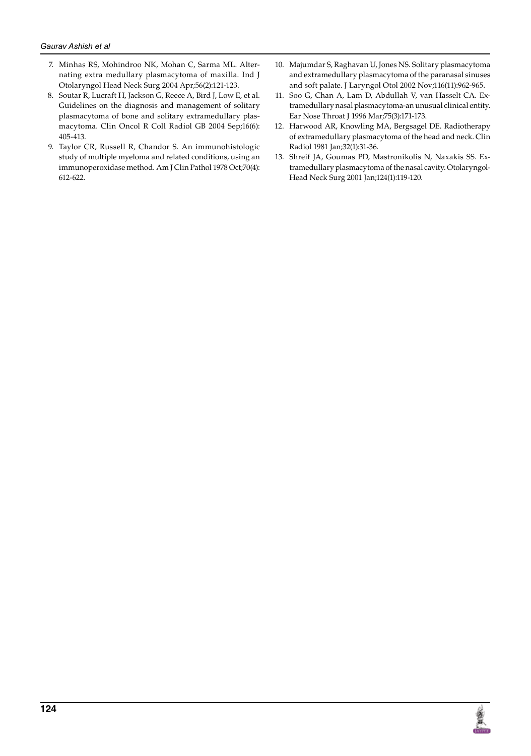7. Minhas RS, Mohindroo NK, Mohan C, Sarma ML. Alternating extra medullary plasmacytoma of maxilla. Ind J Otolaryngol Head Neck Surg 2004 Apr;56(2):121-123.
8. Soutar R, Lucraft H, Jackson G, Reece A, Bird J, Low E, et al. Guidelines on the diagnosis and management of solitary plasmacytoma of bone and solitary extramedullary plasmacytoma. Clin Oncol R Coll Radiol GB 2004 Sep;16(6): 405-413.
9. Taylor CR, Russell R, Chandor S. An immunohistologic study of multiple myeloma and related conditions, using an immunoperoxidase method. Am J Clin Pathol 1978 Oct;70(4): 612-622.
10. Majumdar S, Raghavan U, Jones NS. Solitary plasmacytoma and extramedullary plasmacytoma of the paranasal sinuses and soft palate. J Laryngol Otol 2002 Nov;116(11):962-965.
11. Soo G, Chan A, Lam D, Abdullah V, van Hasselt CA. Extramedullary nasal plasmacytoma-an unusual clinical entity. Ear Nose Throat J 1996 Mar;75(3):171-173.
12. Harwood AR, Knowling MA, Bergsagel DE. Radiotherapy of extramedullary plasmacytoma of the head and neck. Clin Radiol 1981 Jan;32(1):31-36.
13. Shreif JA, Goumas PD, Mastronikolis N, Naxakis SS. Extramedullary plasmacytoma of the nasal cavity. Otolaryngol-Head Neck Surg 2001 Jan;124(1):119-120.